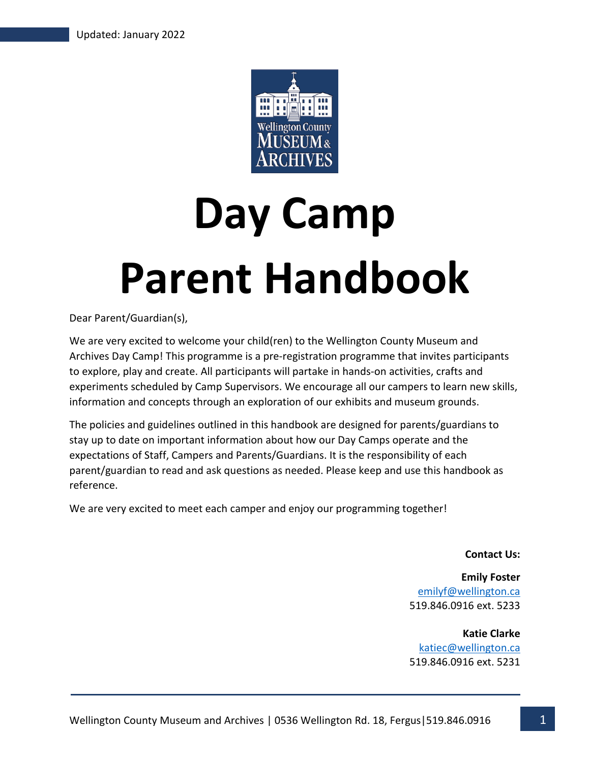Updated: January 2022

# Day Camp Parent Handbook

Dear Parent/Guardian(s),

We are very excited to welcome your child(ren) to the Wellington County Museum and Archives Day Camp! This programme is a pre-registration programme that invites participants to explore, play and create. All participants will partake in hands-on activities, crafts and experiments scheduled by Camp Supervisors. We encourage all our campers to learn new skills, information and concepts through an exploration of our exhibits and museum grounds.

The policies and guidelines outlined in this handbook are designed for parents/guardians to stay up to date on important information about how our Day Camps operate and the expectations of Staff, Campers and Parents/Guardians. It is the responsibility of each parent/guardian to read and ask questions as needed. Please keep and use this handbook as reference.

We are very excited to meet each camper and enjoy our programming together!

**Contact Us:**

**Emily Foster**
emilyf@wellington.ca
519.846.0916 ext. 5233

**Katie Clarke**
katiec@wellington.ca
519.846.0916 ext. 5231

Wellington County Museum and Archives | 0536 Wellington Rd. 18, Fergus|519.846.0916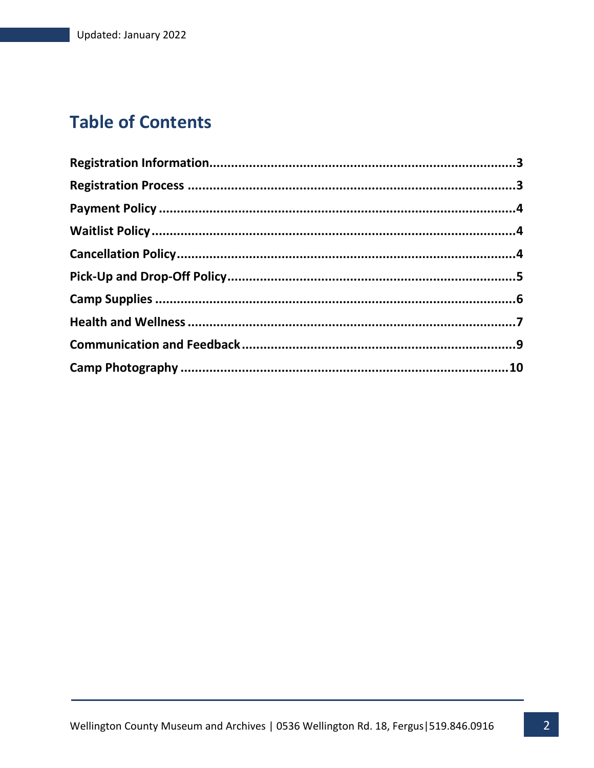Updated: January 2022

# Table of Contents

**Registration Information**......................................................................................3
**Registration Process** ............................................................................................3
**Payment Policy** ....................................................................................................4
**Waitlist Policy**......................................................................................................4
**Cancellation Policy**...............................................................................................4
**Pick-Up and Drop-Off Policy**..................................................................................5
**Camp Supplies** .....................................................................................................6
**Health and Wellness** ............................................................................................7
**Communication and Feedback**..............................................................................9
**Camp Photography** .............................................................................................10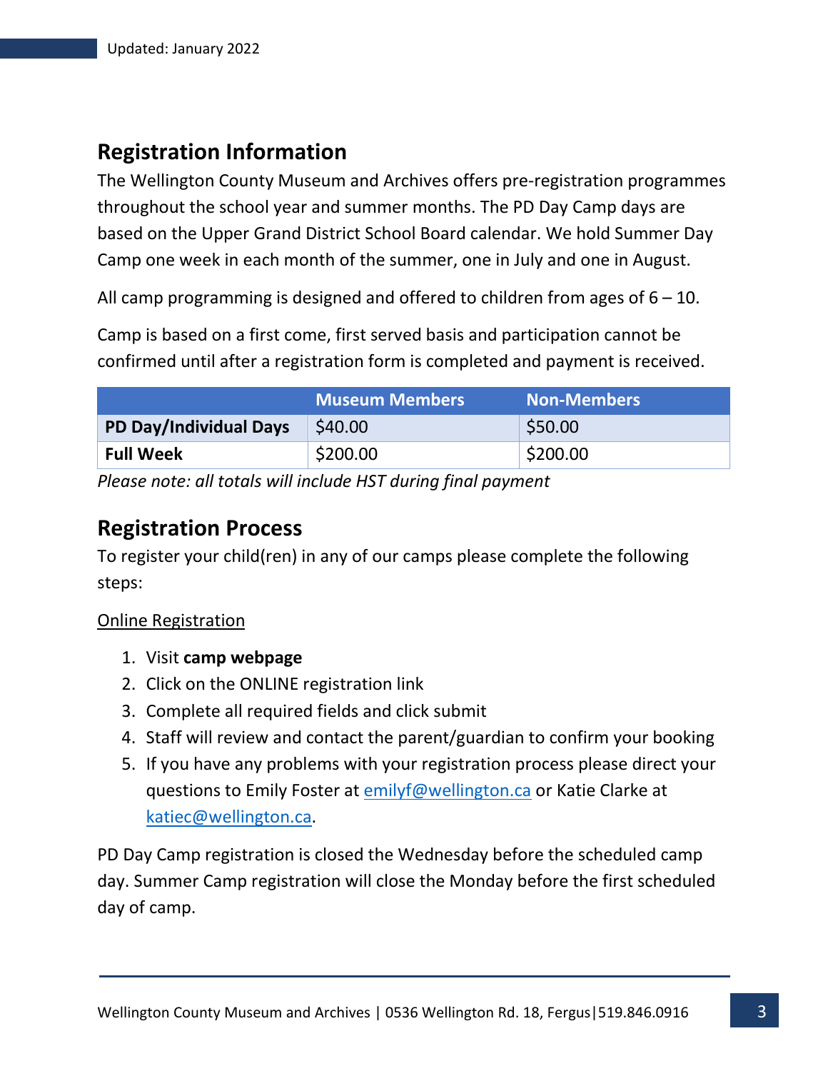## Registration Information

The Wellington County Museum and Archives offers pre-registration programmes throughout the school year and summer months. The PD Day Camp days are based on the Upper Grand District School Board calendar. We hold Summer Day Camp one week in each month of the summer, one in July and one in August.

All camp programming is designed and offered to children from ages of 6 – 10.

Camp is based on a first come, first served basis and participation cannot be confirmed until after a registration form is completed and payment is received.

| | Museum Members | Non-Members |
|---|---|---|
| **PD Day/Individual Days** | $40.00 | $50.00 |
| **Full Week** | $200.00 | $200.00 |

*Please note: all totals will include HST during final payment*

## Registration Process

To register your child(ren) in any of our camps please complete the following steps:

Online Registration

1. Visit **camp webpage**
2. Click on the ONLINE registration link
3. Complete all required fields and click submit
4. Staff will review and contact the parent/guardian to confirm your booking
5. If you have any problems with your registration process please direct your questions to Emily Foster at emilyf@wellington.ca or Katie Clarke at katiec@wellington.ca.

PD Day Camp registration is closed the Wednesday before the scheduled camp day. Summer Camp registration will close the Monday before the first scheduled day of camp.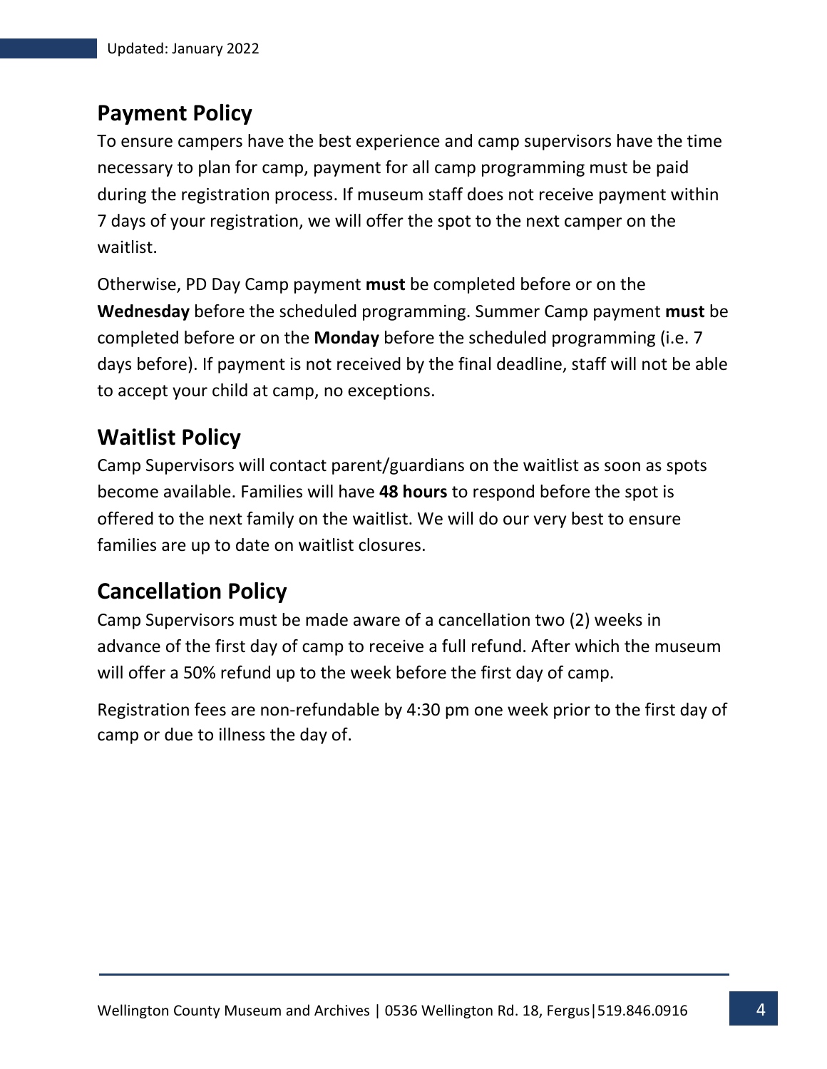## Payment Policy

To ensure campers have the best experience and camp supervisors have the time necessary to plan for camp, payment for all camp programming must be paid during the registration process. If museum staff does not receive payment within 7 days of your registration, we will offer the spot to the next camper on the waitlist.

Otherwise, PD Day Camp payment **must** be completed before or on the **Wednesday** before the scheduled programming. Summer Camp payment **must** be completed before or on the **Monday** before the scheduled programming (i.e. 7 days before). If payment is not received by the final deadline, staff will not be able to accept your child at camp, no exceptions.

## Waitlist Policy

Camp Supervisors will contact parent/guardians on the waitlist as soon as spots become available. Families will have **48 hours** to respond before the spot is offered to the next family on the waitlist. We will do our very best to ensure families are up to date on waitlist closures.

## Cancellation Policy

Camp Supervisors must be made aware of a cancellation two (2) weeks in advance of the first day of camp to receive a full refund. After which the museum will offer a 50% refund up to the week before the first day of camp.

Registration fees are non-refundable by 4:30 pm one week prior to the first day of camp or due to illness the day of.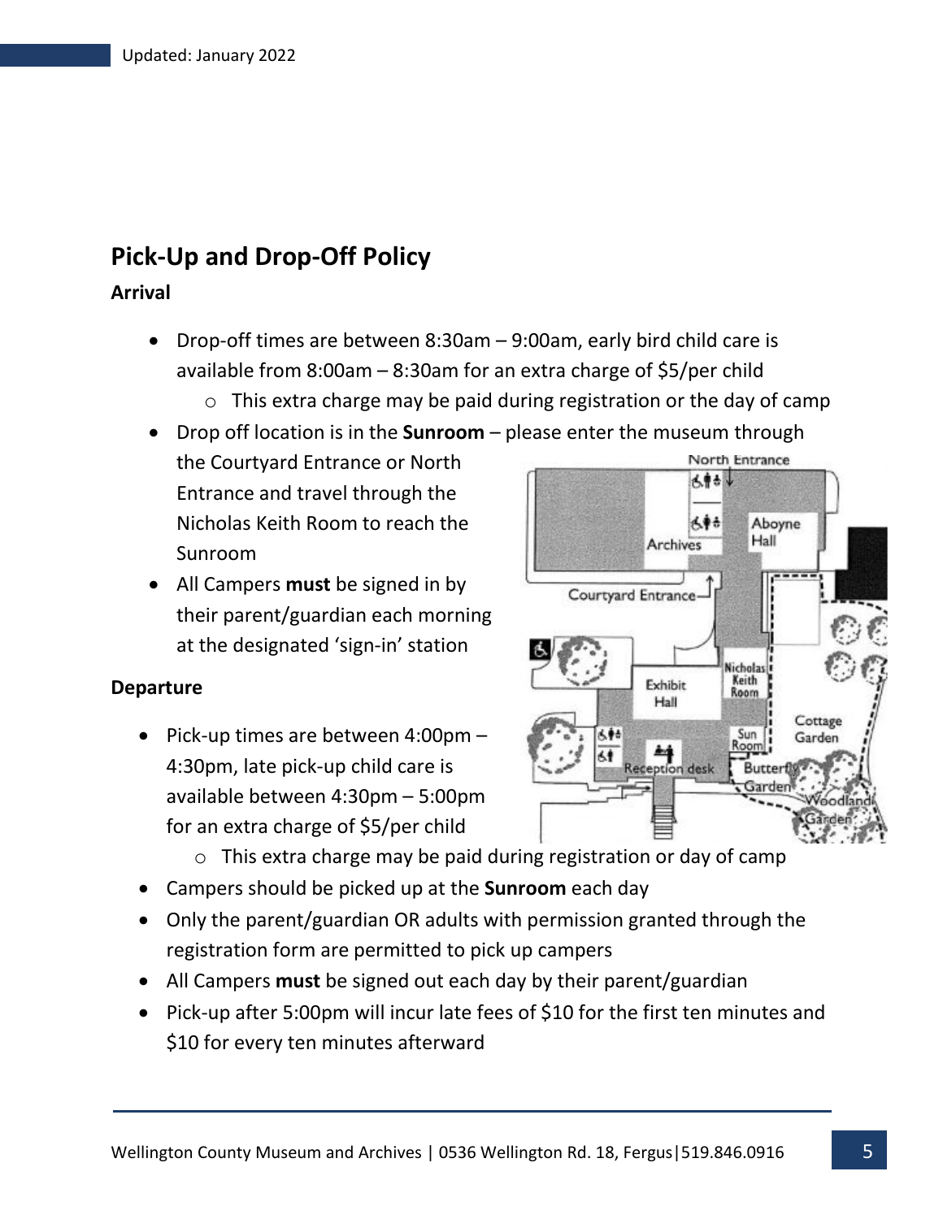## Pick-Up and Drop-Off Policy

### Arrival

- Drop-off times are between 8:30am – 9:00am, early bird child care is available from 8:00am – 8:30am for an extra charge of $5/per child
  - This extra charge may be paid during registration or the day of camp
- Drop off location is in the **Sunroom** – please enter the museum through the Courtyard Entrance or North Entrance and travel through the Nicholas Keith Room to reach the Sunroom
- All Campers **must** be signed in by their parent/guardian each morning at the designated 'sign-in' station

### Departure

- Pick-up times are between 4:00pm – 4:30pm, late pick-up child care is available between 4:30pm – 5:00pm for an extra charge of $5/per child
  - This extra charge may be paid during registration or day of camp
- Campers should be picked up at the **Sunroom** each day
- Only the parent/guardian OR adults with permission granted through the registration form are permitted to pick up campers
- All Campers **must** be signed out each day by their parent/guardian
- Pick-up after 5:00pm will incur late fees of $10 for the first ten minutes and $10 for every ten minutes afterward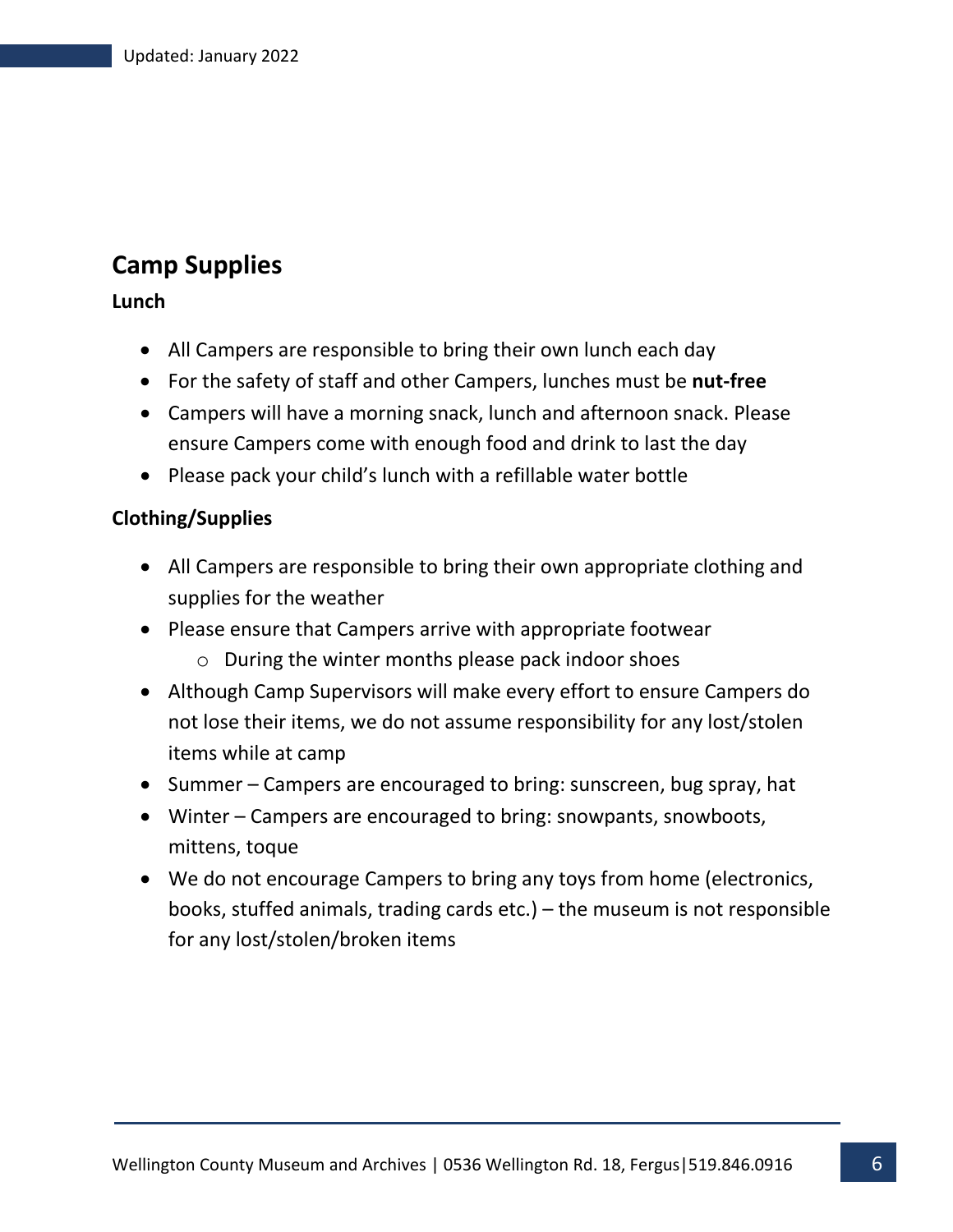## Camp Supplies

### Lunch

- All Campers are responsible to bring their own lunch each day
- For the safety of staff and other Campers, lunches must be **nut-free**
- Campers will have a morning snack, lunch and afternoon snack. Please ensure Campers come with enough food and drink to last the day
- Please pack your child's lunch with a refillable water bottle

### Clothing/Supplies

- All Campers are responsible to bring their own appropriate clothing and supplies for the weather
- Please ensure that Campers arrive with appropriate footwear
  - During the winter months please pack indoor shoes
- Although Camp Supervisors will make every effort to ensure Campers do not lose their items, we do not assume responsibility for any lost/stolen items while at camp
- Summer – Campers are encouraged to bring: sunscreen, bug spray, hat
- Winter – Campers are encouraged to bring: snowpants, snowboots, mittens, toque
- We do not encourage Campers to bring any toys from home (electronics, books, stuffed animals, trading cards etc.) – the museum is not responsible for any lost/stolen/broken items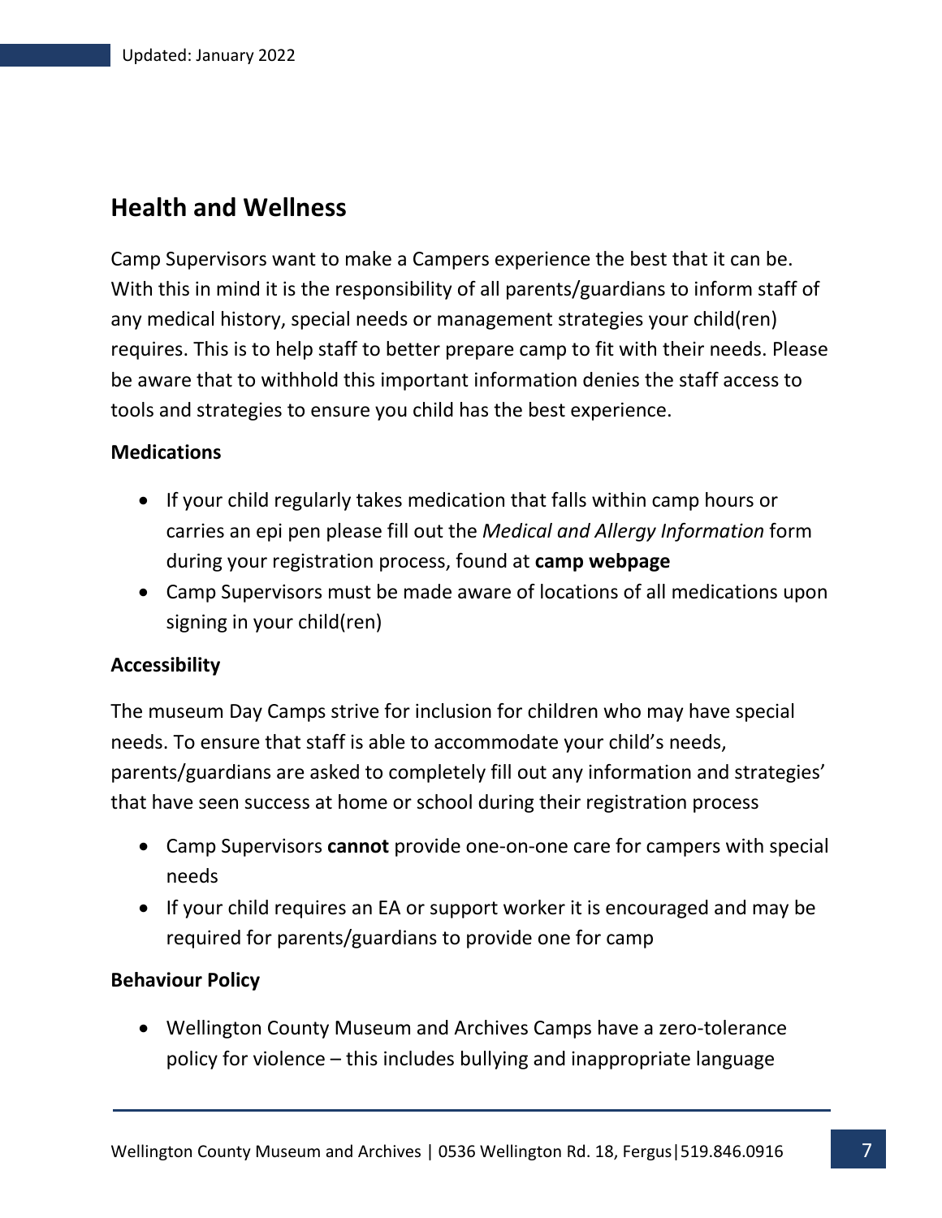## Health and Wellness

Camp Supervisors want to make a Campers experience the best that it can be. With this in mind it is the responsibility of all parents/guardians to inform staff of any medical history, special needs or management strategies your child(ren) requires. This is to help staff to better prepare camp to fit with their needs. Please be aware that to withhold this important information denies the staff access to tools and strategies to ensure you child has the best experience.

### Medications

- If your child regularly takes medication that falls within camp hours or carries an epi pen please fill out the *Medical and Allergy Information* form during your registration process, found at **camp webpage**
- Camp Supervisors must be made aware of locations of all medications upon signing in your child(ren)

### Accessibility

The museum Day Camps strive for inclusion for children who may have special needs. To ensure that staff is able to accommodate your child's needs, parents/guardians are asked to completely fill out any information and strategies' that have seen success at home or school during their registration process

- Camp Supervisors **cannot** provide one-on-one care for campers with special needs
- If your child requires an EA or support worker it is encouraged and may be required for parents/guardians to provide one for camp

### Behaviour Policy

- Wellington County Museum and Archives Camps have a zero-tolerance policy for violence – this includes bullying and inappropriate language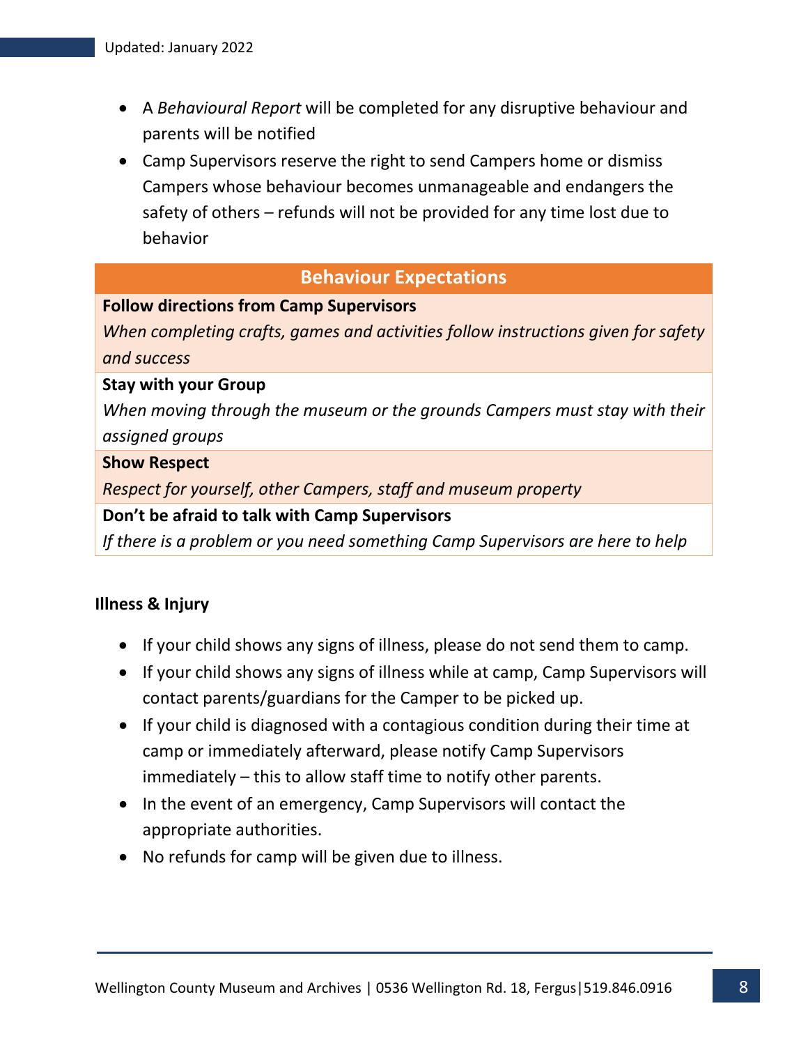- A *Behavioural Report* will be completed for any disruptive behaviour and parents will be notified
- Camp Supervisors reserve the right to send Campers home or dismiss Campers whose behaviour becomes unmanageable and endangers the safety of others – refunds will not be provided for any time lost due to behavior

| Behaviour Expectations |
| --- |
| **Follow directions from Camp Supervisors**<br>*When completing crafts, games and activities follow instructions given for safety and success* |
| **Stay with your Group**<br>*When moving through the museum or the grounds Campers must stay with their assigned groups* |
| **Show Respect**<br>*Respect for yourself, other Campers, staff and museum property* |
| **Don't be afraid to talk with Camp Supervisors**<br>*If there is a problem or you need something Camp Supervisors are here to help* |

**Illness & Injury**

- If your child shows any signs of illness, please do not send them to camp.
- If your child shows any signs of illness while at camp, Camp Supervisors will contact parents/guardians for the Camper to be picked up.
- If your child is diagnosed with a contagious condition during their time at camp or immediately afterward, please notify Camp Supervisors immediately – this to allow staff time to notify other parents.
- In the event of an emergency, Camp Supervisors will contact the appropriate authorities.
- No refunds for camp will be given due to illness.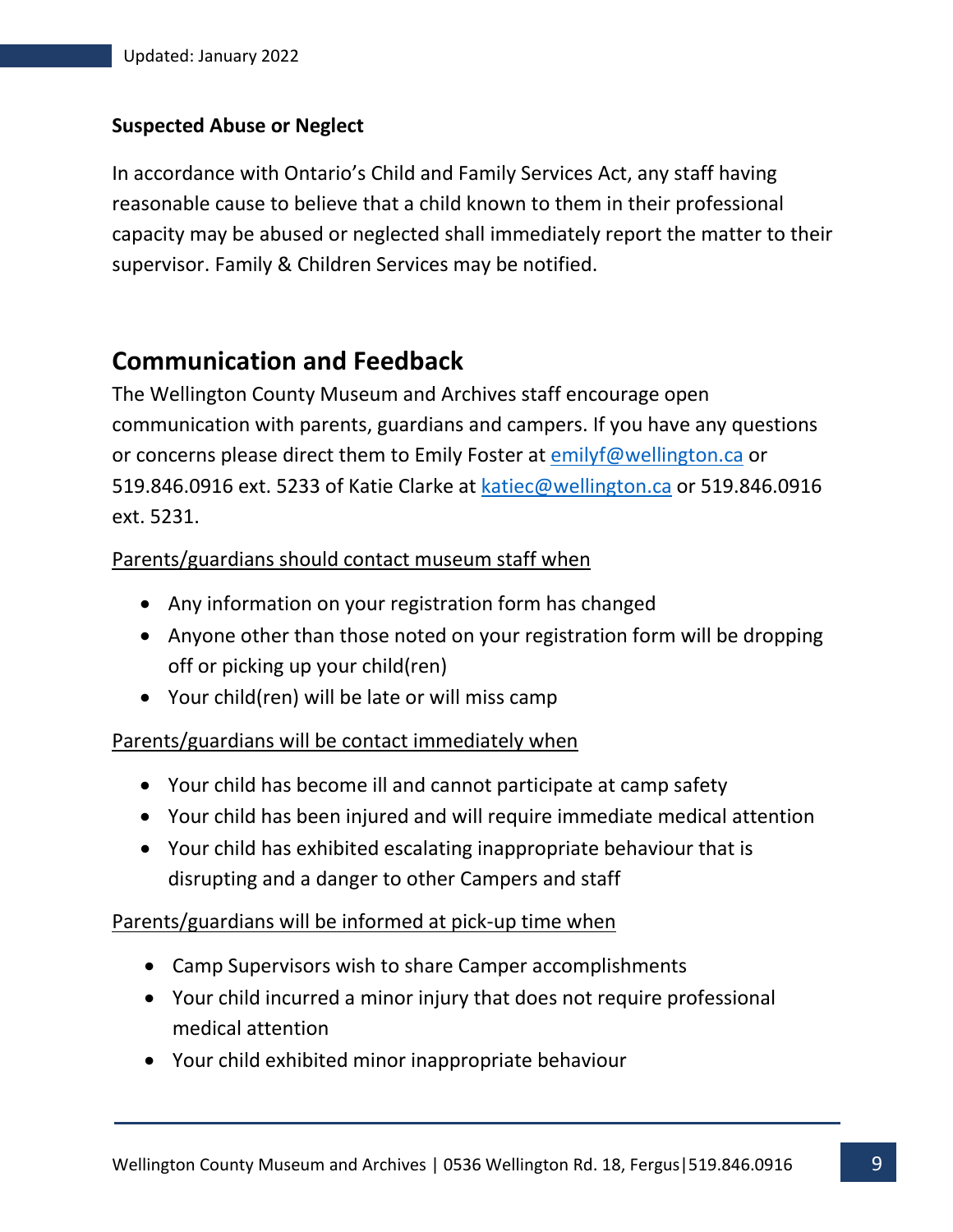### Suspected Abuse or Neglect

In accordance with Ontario's Child and Family Services Act, any staff having reasonable cause to believe that a child known to them in their professional capacity may be abused or neglected shall immediately report the matter to their supervisor. Family & Children Services may be notified.

## Communication and Feedback

The Wellington County Museum and Archives staff encourage open communication with parents, guardians and campers. If you have any questions or concerns please direct them to Emily Foster at emilyf@wellington.ca or 519.846.0916 ext. 5233 of Katie Clarke at katiec@wellington.ca or 519.846.0916 ext. 5231.

Parents/guardians should contact museum staff when

- Any information on your registration form has changed
- Anyone other than those noted on your registration form will be dropping off or picking up your child(ren)
- Your child(ren) will be late or will miss camp

Parents/guardians will be contact immediately when

- Your child has become ill and cannot participate at camp safety
- Your child has been injured and will require immediate medical attention
- Your child has exhibited escalating inappropriate behaviour that is disrupting and a danger to other Campers and staff

Parents/guardians will be informed at pick-up time when

- Camp Supervisors wish to share Camper accomplishments
- Your child incurred a minor injury that does not require professional medical attention
- Your child exhibited minor inappropriate behaviour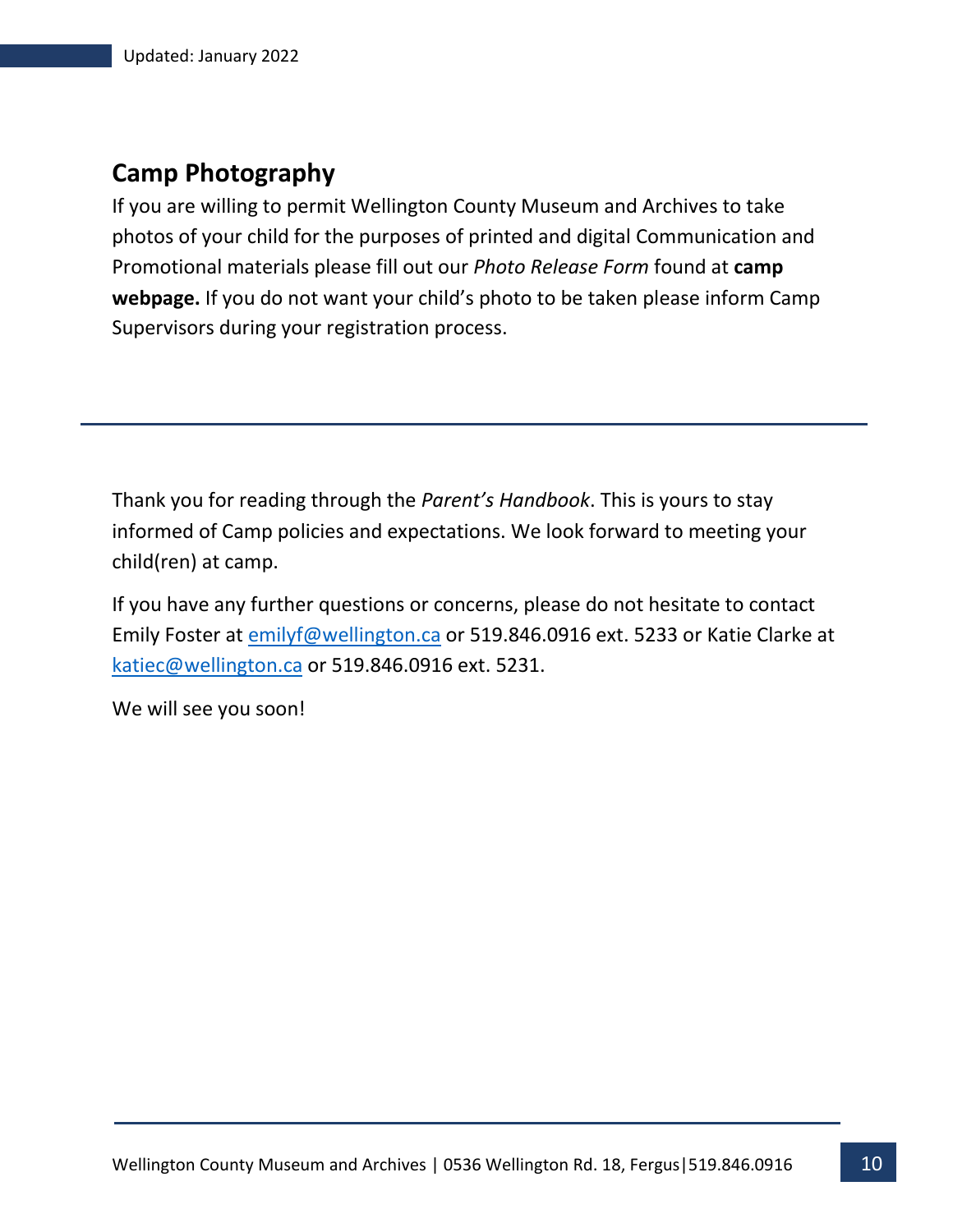## Camp Photography

If you are willing to permit Wellington County Museum and Archives to take photos of your child for the purposes of printed and digital Communication and Promotional materials please fill out our *Photo Release Form* found at **camp webpage.** If you do not want your child's photo to be taken please inform Camp Supervisors during your registration process.

---

Thank you for reading through the *Parent's Handbook*. This is yours to stay informed of Camp policies and expectations. We look forward to meeting your child(ren) at camp.

If you have any further questions or concerns, please do not hesitate to contact Emily Foster at emilyf@wellington.ca or 519.846.0916 ext. 5233 or Katie Clarke at katiec@wellington.ca or 519.846.0916 ext. 5231.

We will see you soon!